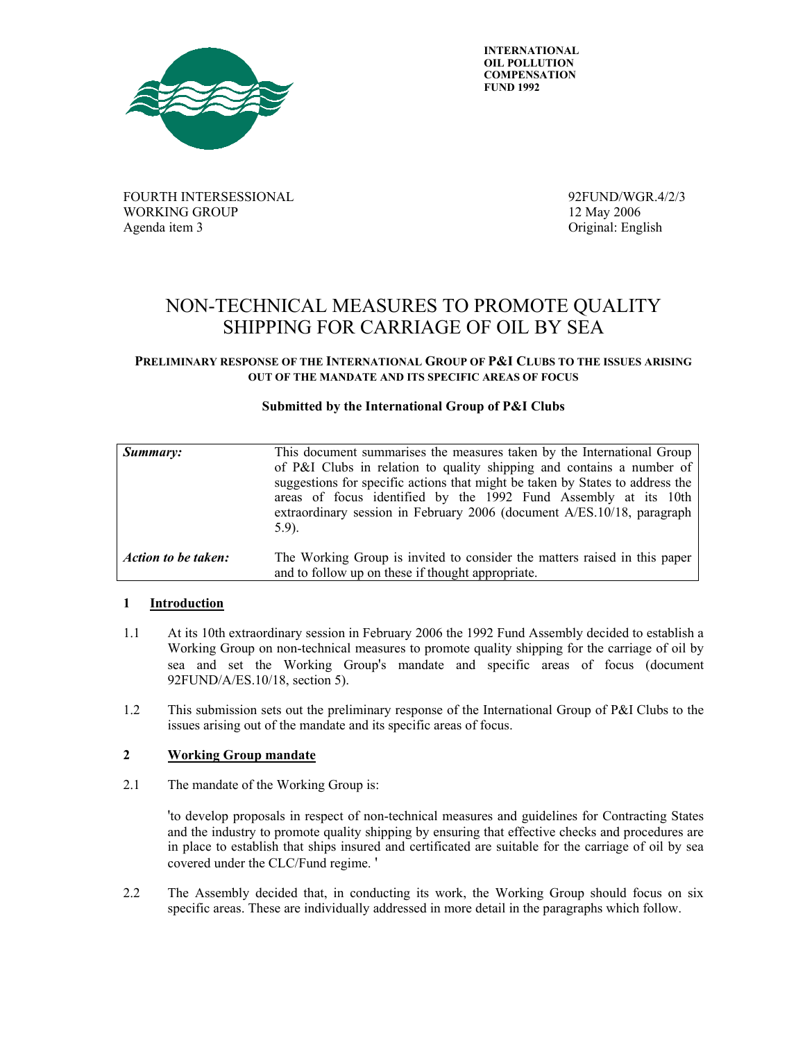INTERNATIONAL
OIL POLLUTION
COMPENSATION
FUND 1992

FOURTH INTERSESSIONAL WORKING GROUP
Agenda item 3

92FUND/WGR.4/2/3
12 May 2006
Original: English

# NON-TECHNICAL MEASURES TO PROMOTE QUALITY SHIPPING FOR CARRIAGE OF OIL BY SEA

## PRELIMINARY RESPONSE OF THE INTERNATIONAL GROUP OF P&I CLUBS TO THE ISSUES ARISING OUT OF THE MANDATE AND ITS SPECIFIC AREAS OF FOCUS

**Submitted by the International Group of P&I Clubs**

| | |
|---|---|
| ***Summary:*** | This document summarises the measures taken by the International Group of P&I Clubs in relation to quality shipping and contains a number of suggestions for specific actions that might be taken by States to address the areas of focus identified by the 1992 Fund Assembly at its 10th extraordinary session in February 2006 (document A/ES.10/18, paragraph 5.9). |
| ***Action to be taken:*** | The Working Group is invited to consider the matters raised in this paper and to follow up on these if thought appropriate. |

## 1 Introduction

1.1 At its 10th extraordinary session in February 2006 the 1992 Fund Assembly decided to establish a Working Group on non-technical measures to promote quality shipping for the carriage of oil by sea and set the Working Group's mandate and specific areas of focus (document 92FUND/A/ES.10/18, section 5).

1.2 This submission sets out the preliminary response of the International Group of P&I Clubs to the issues arising out of the mandate and its specific areas of focus.

## 2 Working Group mandate

2.1 The mandate of the Working Group is:

'to develop proposals in respect of non-technical measures and guidelines for Contracting States and the industry to promote quality shipping by ensuring that effective checks and procedures are in place to establish that ships insured and certificated are suitable for the carriage of oil by sea covered under the CLC/Fund regime. '

2.2 The Assembly decided that, in conducting its work, the Working Group should focus on six specific areas. These are individually addressed in more detail in the paragraphs which follow.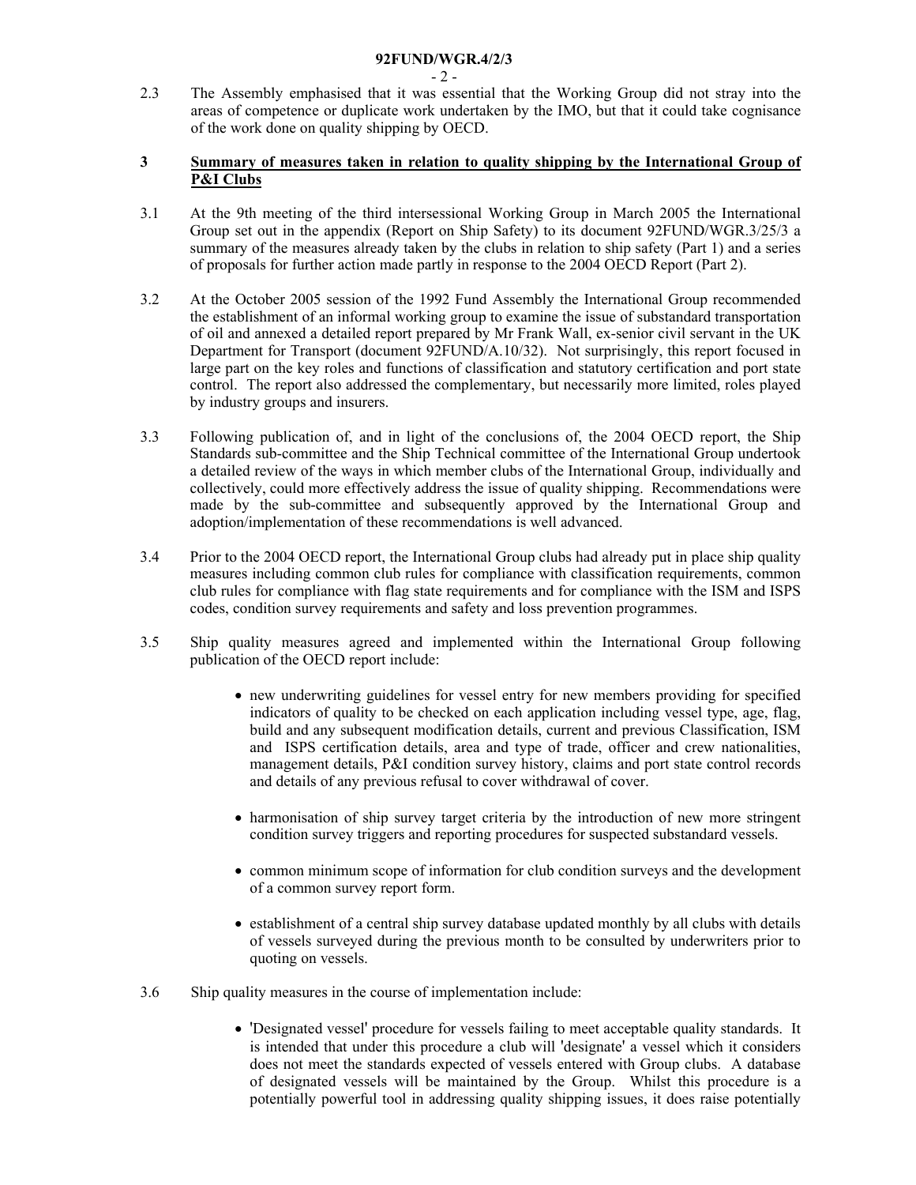2.3 The Assembly emphasised that it was essential that the Working Group did not stray into the areas of competence or duplicate work undertaken by the IMO, but that it could take cognisance of the work done on quality shipping by OECD.

## 3 Summary of measures taken in relation to quality shipping by the International Group of P&I Clubs

3.1 At the 9th meeting of the third intersessional Working Group in March 2005 the International Group set out in the appendix (Report on Ship Safety) to its document 92FUND/WGR.3/25/3 a summary of the measures already taken by the clubs in relation to ship safety (Part 1) and a series of proposals for further action made partly in response to the 2004 OECD Report (Part 2).

3.2 At the October 2005 session of the 1992 Fund Assembly the International Group recommended the establishment of an informal working group to examine the issue of substandard transportation of oil and annexed a detailed report prepared by Mr Frank Wall, ex-senior civil servant in the UK Department for Transport (document 92FUND/A.10/32). Not surprisingly, this report focused in large part on the key roles and functions of classification and statutory certification and port state control. The report also addressed the complementary, but necessarily more limited, roles played by industry groups and insurers.

3.3 Following publication of, and in light of the conclusions of, the 2004 OECD report, the Ship Standards sub-committee and the Ship Technical committee of the International Group undertook a detailed review of the ways in which member clubs of the International Group, individually and collectively, could more effectively address the issue of quality shipping. Recommendations were made by the sub-committee and subsequently approved by the International Group and adoption/implementation of these recommendations is well advanced.

3.4 Prior to the 2004 OECD report, the International Group clubs had already put in place ship quality measures including common club rules for compliance with classification requirements, common club rules for compliance with flag state requirements and for compliance with the ISM and ISPS codes, condition survey requirements and safety and loss prevention programmes.

3.5 Ship quality measures agreed and implemented within the International Group following publication of the OECD report include:

- new underwriting guidelines for vessel entry for new members providing for specified indicators of quality to be checked on each application including vessel type, age, flag, build and any subsequent modification details, current and previous Classification, ISM and ISPS certification details, area and type of trade, officer and crew nationalities, management details, P&I condition survey history, claims and port state control records and details of any previous refusal to cover withdrawal of cover.
- harmonisation of ship survey target criteria by the introduction of new more stringent condition survey triggers and reporting procedures for suspected substandard vessels.
- common minimum scope of information for club condition surveys and the development of a common survey report form.
- establishment of a central ship survey database updated monthly by all clubs with details of vessels surveyed during the previous month to be consulted by underwriters prior to quoting on vessels.

3.6 Ship quality measures in the course of implementation include:

- 'Designated vessel' procedure for vessels failing to meet acceptable quality standards. It is intended that under this procedure a club will 'designate' a vessel which it considers does not meet the standards expected of vessels entered with Group clubs. A database of designated vessels will be maintained by the Group. Whilst this procedure is a potentially powerful tool in addressing quality shipping issues, it does raise potentially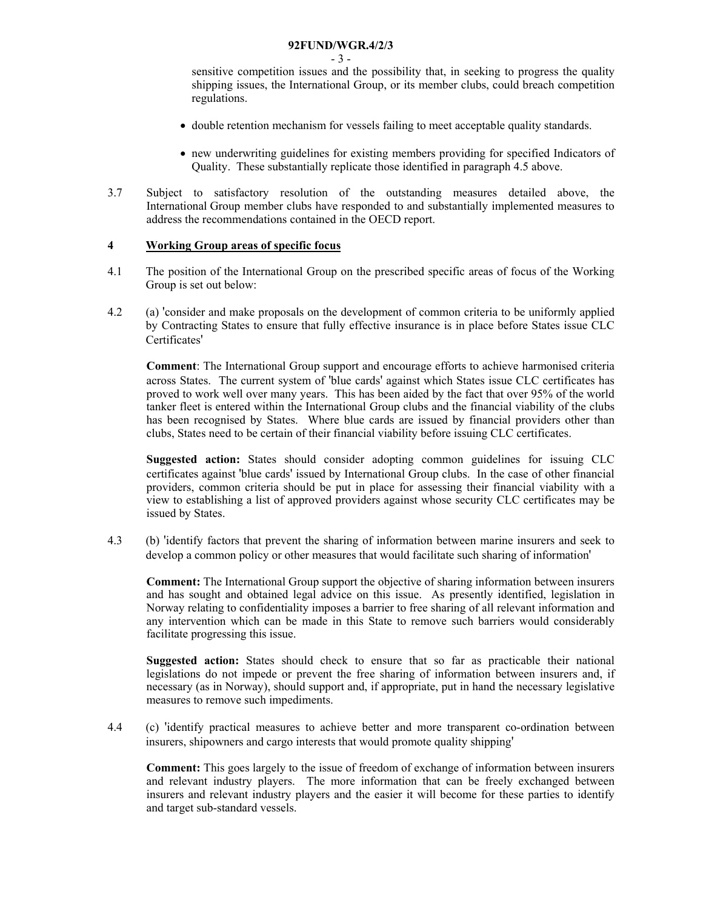sensitive competition issues and the possibility that, in seeking to progress the quality shipping issues, the International Group, or its member clubs, could breach competition regulations.

- double retention mechanism for vessels failing to meet acceptable quality standards.
- new underwriting guidelines for existing members providing for specified Indicators of Quality. These substantially replicate those identified in paragraph 4.5 above.

3.7 Subject to satisfactory resolution of the outstanding measures detailed above, the International Group member clubs have responded to and substantially implemented measures to address the recommendations contained in the OECD report.

## 4 Working Group areas of specific focus

4.1 The position of the International Group on the prescribed specific areas of focus of the Working Group is set out below:

4.2 (a) 'consider and make proposals on the development of common criteria to be uniformly applied by Contracting States to ensure that fully effective insurance is in place before States issue CLC Certificates'

**Comment**: The International Group support and encourage efforts to achieve harmonised criteria across States. The current system of 'blue cards' against which States issue CLC certificates has proved to work well over many years. This has been aided by the fact that over 95% of the world tanker fleet is entered within the International Group clubs and the financial viability of the clubs has been recognised by States. Where blue cards are issued by financial providers other than clubs, States need to be certain of their financial viability before issuing CLC certificates.

**Suggested action:** States should consider adopting common guidelines for issuing CLC certificates against 'blue cards' issued by International Group clubs. In the case of other financial providers, common criteria should be put in place for assessing their financial viability with a view to establishing a list of approved providers against whose security CLC certificates may be issued by States.

4.3 (b) 'identify factors that prevent the sharing of information between marine insurers and seek to develop a common policy or other measures that would facilitate such sharing of information'

**Comment:** The International Group support the objective of sharing information between insurers and has sought and obtained legal advice on this issue. As presently identified, legislation in Norway relating to confidentiality imposes a barrier to free sharing of all relevant information and any intervention which can be made in this State to remove such barriers would considerably facilitate progressing this issue.

**Suggested action:** States should check to ensure that so far as practicable their national legislations do not impede or prevent the free sharing of information between insurers and, if necessary (as in Norway), should support and, if appropriate, put in hand the necessary legislative measures to remove such impediments.

4.4 (c) 'identify practical measures to achieve better and more transparent co-ordination between insurers, shipowners and cargo interests that would promote quality shipping'

**Comment:** This goes largely to the issue of freedom of exchange of information between insurers and relevant industry players. The more information that can be freely exchanged between insurers and relevant industry players and the easier it will become for these parties to identify and target sub-standard vessels.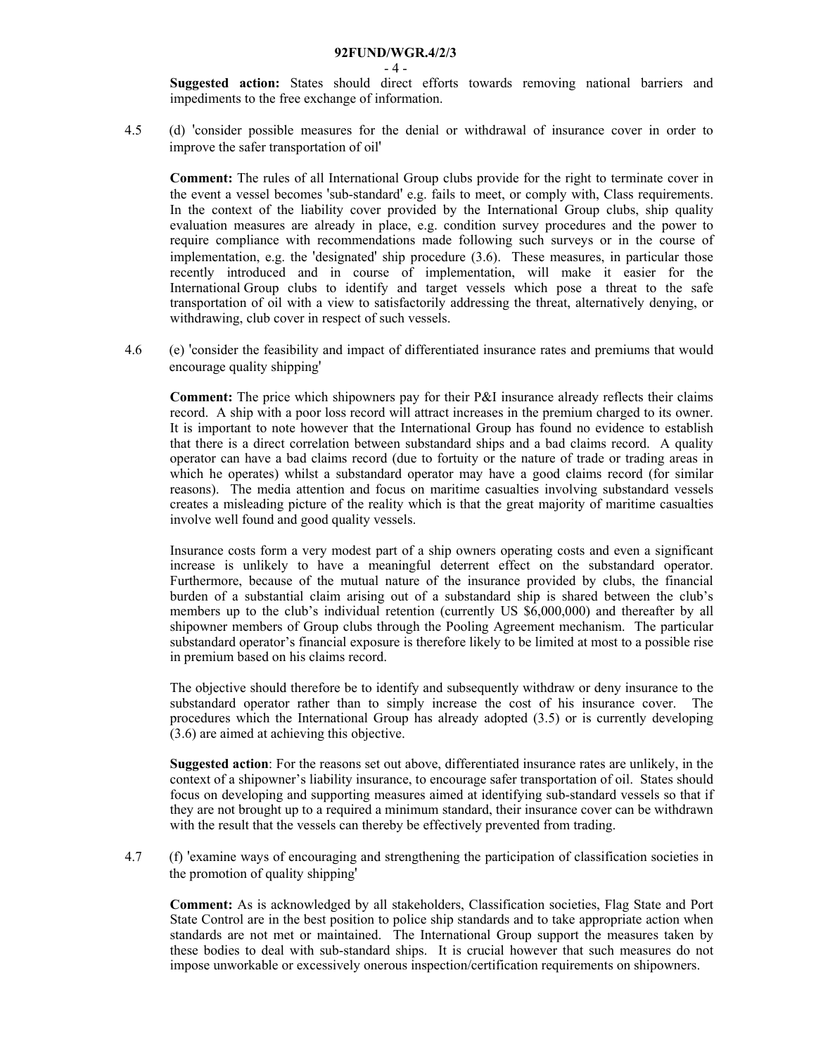**Suggested action:** States should direct efforts towards removing national barriers and impediments to the free exchange of information.

4.5 (d) 'consider possible measures for the denial or withdrawal of insurance cover in order to improve the safer transportation of oil'

**Comment:** The rules of all International Group clubs provide for the right to terminate cover in the event a vessel becomes 'sub-standard' e.g. fails to meet, or comply with, Class requirements. In the context of the liability cover provided by the International Group clubs, ship quality evaluation measures are already in place, e.g. condition survey procedures and the power to require compliance with recommendations made following such surveys or in the course of implementation, e.g. the 'designated' ship procedure (3.6). These measures, in particular those recently introduced and in course of implementation, will make it easier for the International Group clubs to identify and target vessels which pose a threat to the safe transportation of oil with a view to satisfactorily addressing the threat, alternatively denying, or withdrawing, club cover in respect of such vessels.

4.6 (e) 'consider the feasibility and impact of differentiated insurance rates and premiums that would encourage quality shipping'

**Comment:** The price which shipowners pay for their P&I insurance already reflects their claims record. A ship with a poor loss record will attract increases in the premium charged to its owner. It is important to note however that the International Group has found no evidence to establish that there is a direct correlation between substandard ships and a bad claims record. A quality operator can have a bad claims record (due to fortuity or the nature of trade or trading areas in which he operates) whilst a substandard operator may have a good claims record (for similar reasons). The media attention and focus on maritime casualties involving substandard vessels creates a misleading picture of the reality which is that the great majority of maritime casualties involve well found and good quality vessels.

Insurance costs form a very modest part of a ship owners operating costs and even a significant increase is unlikely to have a meaningful deterrent effect on the substandard operator. Furthermore, because of the mutual nature of the insurance provided by clubs, the financial burden of a substantial claim arising out of a substandard ship is shared between the club's members up to the club's individual retention (currently US $6,000,000) and thereafter by all shipowner members of Group clubs through the Pooling Agreement mechanism. The particular substandard operator's financial exposure is therefore likely to be limited at most to a possible rise in premium based on his claims record.

The objective should therefore be to identify and subsequently withdraw or deny insurance to the substandard operator rather than to simply increase the cost of his insurance cover. The procedures which the International Group has already adopted (3.5) or is currently developing (3.6) are aimed at achieving this objective.

**Suggested action**: For the reasons set out above, differentiated insurance rates are unlikely, in the context of a shipowner's liability insurance, to encourage safer transportation of oil. States should focus on developing and supporting measures aimed at identifying sub-standard vessels so that if they are not brought up to a required a minimum standard, their insurance cover can be withdrawn with the result that the vessels can thereby be effectively prevented from trading.

4.7 (f) 'examine ways of encouraging and strengthening the participation of classification societies in the promotion of quality shipping'

**Comment:** As is acknowledged by all stakeholders, Classification societies, Flag State and Port State Control are in the best position to police ship standards and to take appropriate action when standards are not met or maintained. The International Group support the measures taken by these bodies to deal with sub-standard ships. It is crucial however that such measures do not impose unworkable or excessively onerous inspection/certification requirements on shipowners.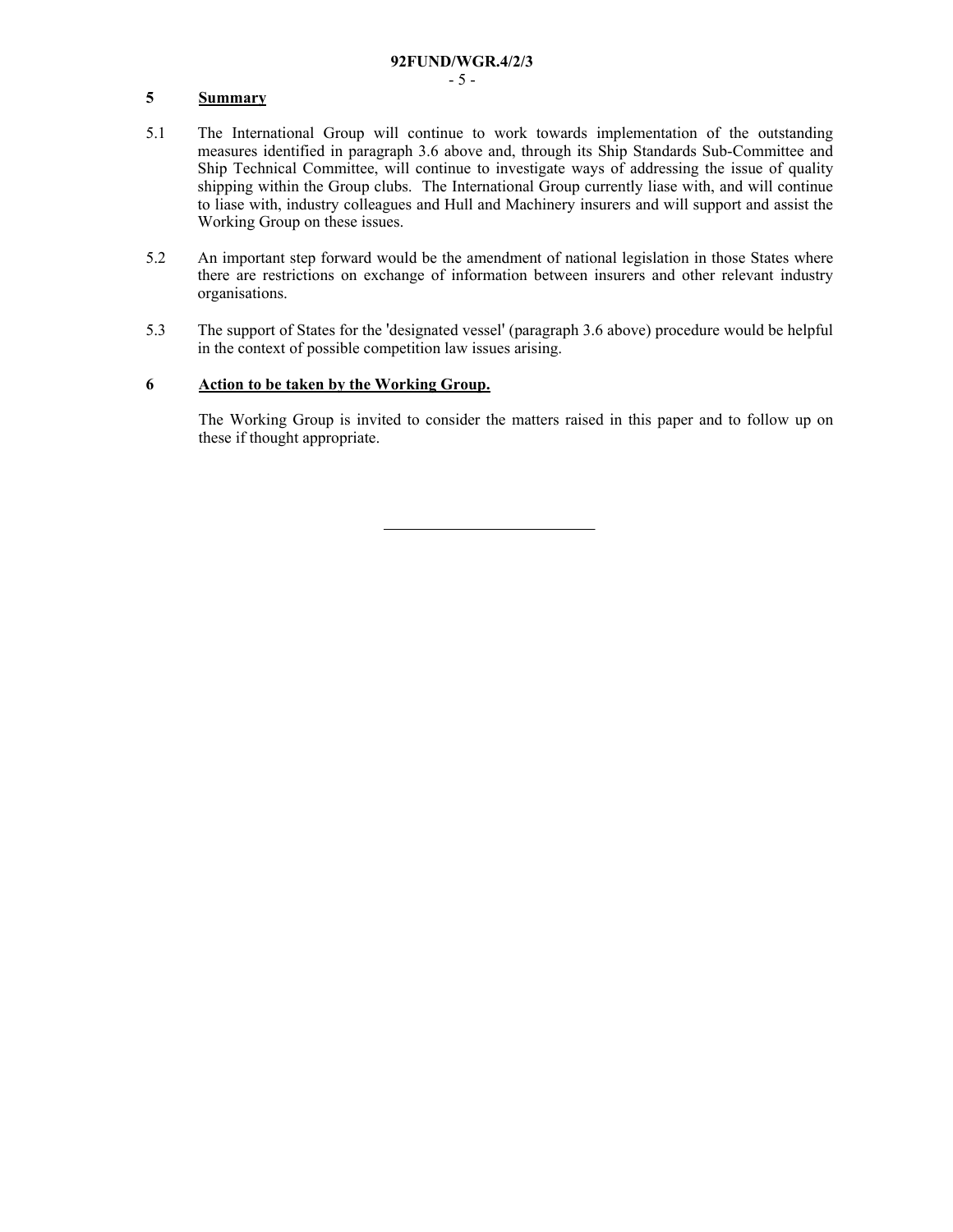## 5 Summary

5.1 The International Group will continue to work towards implementation of the outstanding measures identified in paragraph 3.6 above and, through its Ship Standards Sub-Committee and Ship Technical Committee, will continue to investigate ways of addressing the issue of quality shipping within the Group clubs. The International Group currently liase with, and will continue to liase with, industry colleagues and Hull and Machinery insurers and will support and assist the Working Group on these issues.

5.2 An important step forward would be the amendment of national legislation in those States where there are restrictions on exchange of information between insurers and other relevant industry organisations.

5.3 The support of States for the 'designated vessel' (paragraph 3.6 above) procedure would be helpful in the context of possible competition law issues arising.

## 6 Action to be taken by the Working Group.

The Working Group is invited to consider the matters raised in this paper and to follow up on these if thought appropriate.